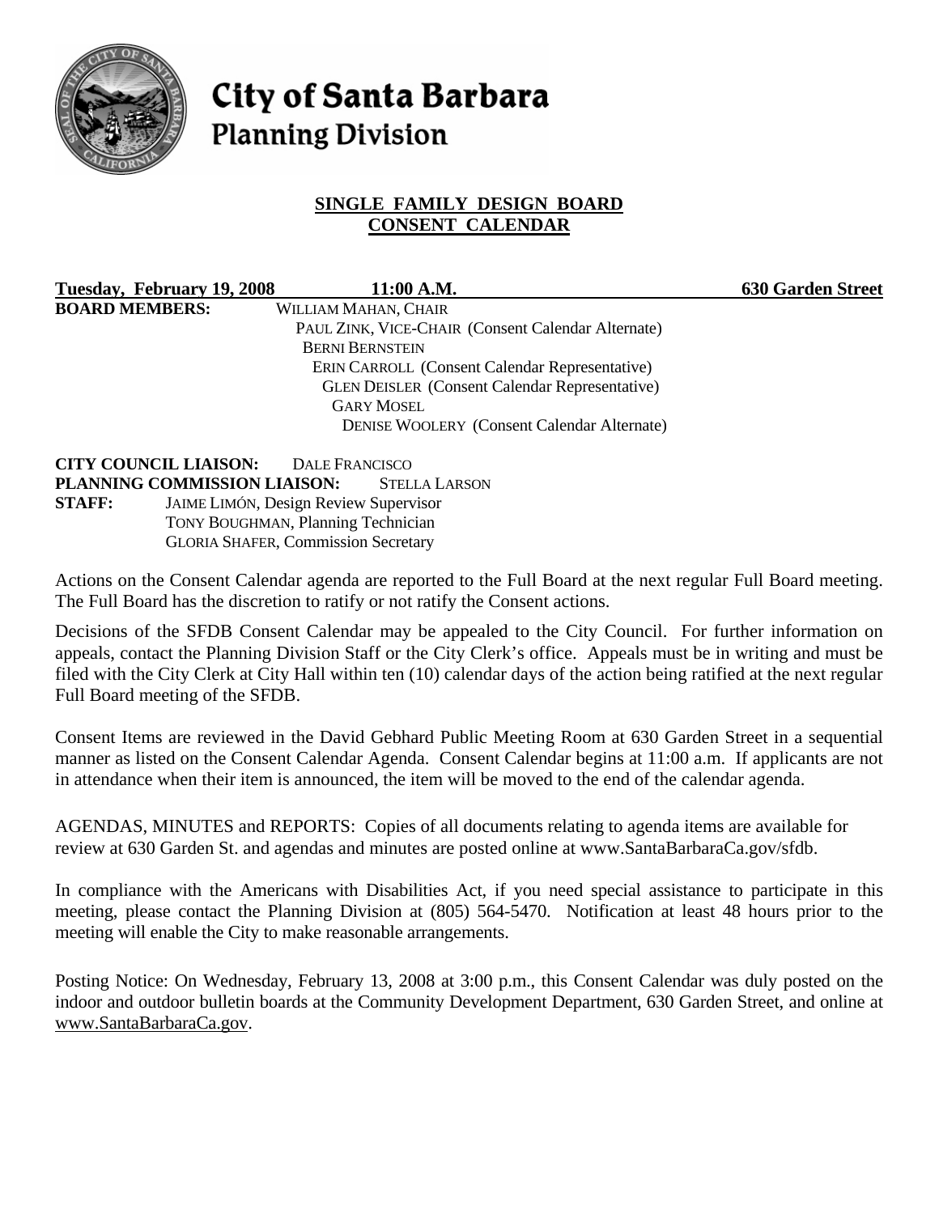# City of Santa Barbara
## Planning Division

**SINGLE FAMILY DESIGN BOARD**
**CONSENT CALENDAR**

**Tuesday, February 19, 2008 11:00 A.M. 630 Garden Street**

**BOARD MEMBERS:**
WILLIAM MAHAN, CHAIR
PAUL ZINK, VICE-CHAIR (Consent Calendar Alternate)
BERNI BERNSTEIN
ERIN CARROLL (Consent Calendar Representative)
GLEN DEISLER (Consent Calendar Representative)
GARY MOSEL
DENISE WOOLERY (Consent Calendar Alternate)

**CITY COUNCIL LIAISON:** DALE FRANCISCO
**PLANNING COMMISSION LIAISON:** STELLA LARSON
**STAFF:**
JAIME LIMÓN, Design Review Supervisor
TONY BOUGHMAN, Planning Technician
GLORIA SHAFER, Commission Secretary

Actions on the Consent Calendar agenda are reported to the Full Board at the next regular Full Board meeting. The Full Board has the discretion to ratify or not ratify the Consent actions.

Decisions of the SFDB Consent Calendar may be appealed to the City Council. For further information on appeals, contact the Planning Division Staff or the City Clerk's office. Appeals must be in writing and must be filed with the City Clerk at City Hall within ten (10) calendar days of the action being ratified at the next regular Full Board meeting of the SFDB.

Consent Items are reviewed in the David Gebhard Public Meeting Room at 630 Garden Street in a sequential manner as listed on the Consent Calendar Agenda. Consent Calendar begins at 11:00 a.m. If applicants are not in attendance when their item is announced, the item will be moved to the end of the calendar agenda.

AGENDAS, MINUTES and REPORTS: Copies of all documents relating to agenda items are available for review at 630 Garden St. and agendas and minutes are posted online at www.SantaBarbaraCa.gov/sfdb.

In compliance with the Americans with Disabilities Act, if you need special assistance to participate in this meeting, please contact the Planning Division at (805) 564-5470. Notification at least 48 hours prior to the meeting will enable the City to make reasonable arrangements.

Posting Notice: On Wednesday, February 13, 2008 at 3:00 p.m., this Consent Calendar was duly posted on the indoor and outdoor bulletin boards at the Community Development Department, 630 Garden Street, and online at www.SantaBarbaraCa.gov.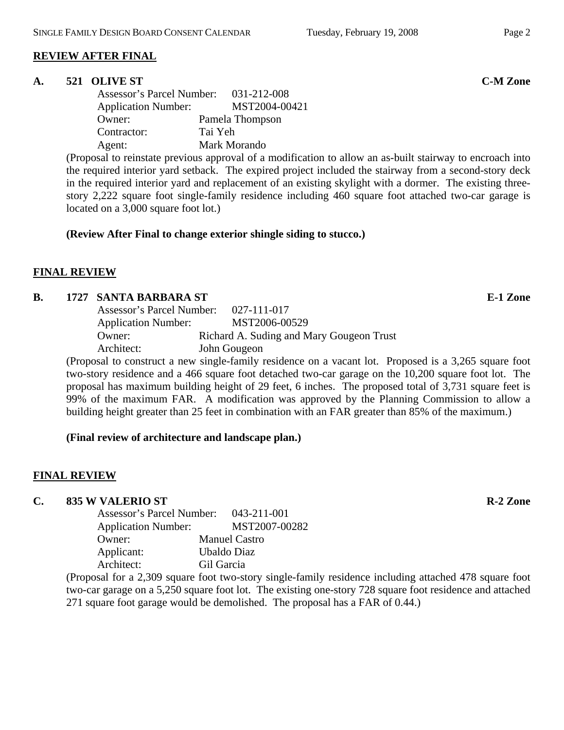## REVIEW AFTER FINAL

**A. 521 OLIVE ST** **C-M Zone**

Assessor's Parcel Number: 031-212-008
Application Number: MST2004-00421
Owner: Pamela Thompson
Contractor: Tai Yeh
Agent: Mark Morando

(Proposal to reinstate previous approval of a modification to allow an as-built stairway to encroach into the required interior yard setback. The expired project included the stairway from a second-story deck in the required interior yard and replacement of an existing skylight with a dormer. The existing three-story 2,222 square foot single-family residence including 460 square foot attached two-car garage is located on a 3,000 square foot lot.)

**(Review After Final to change exterior shingle siding to stucco.)**

## FINAL REVIEW

**B. 1727 SANTA BARBARA ST** **E-1 Zone**

Assessor's Parcel Number: 027-111-017
Application Number: MST2006-00529
Owner: Richard A. Suding and Mary Gougeon Trust
Architect: John Gougeon

(Proposal to construct a new single-family residence on a vacant lot. Proposed is a 3,265 square foot two-story residence and a 466 square foot detached two-car garage on the 10,200 square foot lot. The proposal has maximum building height of 29 feet, 6 inches. The proposed total of 3,731 square feet is 99% of the maximum FAR. A modification was approved by the Planning Commission to allow a building height greater than 25 feet in combination with an FAR greater than 85% of the maximum.)

**(Final review of architecture and landscape plan.)**

## FINAL REVIEW

**C. 835 W VALERIO ST** **R-2 Zone**

Assessor's Parcel Number: 043-211-001
Application Number: MST2007-00282
Owner: Manuel Castro
Applicant: Ubaldo Diaz
Architect: Gil Garcia

(Proposal for a 2,309 square foot two-story single-family residence including attached 478 square foot two-car garage on a 5,250 square foot lot. The existing one-story 728 square foot residence and attached 271 square foot garage would be demolished. The proposal has a FAR of 0.44.)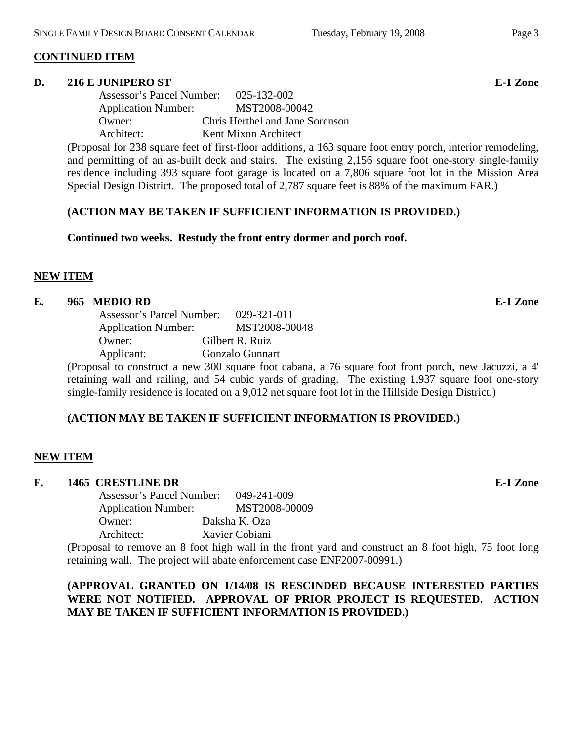**CONTINUED ITEM**

**D. 216 E JUNIPERO ST** **E-1 Zone**

Assessor's Parcel Number: 025-132-002
Application Number: MST2008-00042
Owner: Chris Herthel and Jane Sorenson
Architect: Kent Mixon Architect

(Proposal for 238 square feet of first-floor additions, a 163 square foot entry porch, interior remodeling, and permitting of an as-built deck and stairs. The existing 2,156 square foot one-story single-family residence including 393 square foot garage is located on a 7,806 square foot lot in the Mission Area Special Design District. The proposed total of 2,787 square feet is 88% of the maximum FAR.)

**(ACTION MAY BE TAKEN IF SUFFICIENT INFORMATION IS PROVIDED.)**

**Continued two weeks. Restudy the front entry dormer and porch roof.**

**NEW ITEM**

**E. 965 MEDIO RD** **E-1 Zone**

Assessor's Parcel Number: 029-321-011
Application Number: MST2008-00048
Owner: Gilbert R. Ruiz
Applicant: Gonzalo Gunnart

(Proposal to construct a new 300 square foot cabana, a 76 square foot front porch, new Jacuzzi, a 4' retaining wall and railing, and 54 cubic yards of grading. The existing 1,937 square foot one-story single-family residence is located on a 9,012 net square foot lot in the Hillside Design District.)

**(ACTION MAY BE TAKEN IF SUFFICIENT INFORMATION IS PROVIDED.)**

**NEW ITEM**

**F. 1465 CRESTLINE DR** **E-1 Zone**

Assessor's Parcel Number: 049-241-009
Application Number: MST2008-00009
Owner: Daksha K. Oza
Architect: Xavier Cobiani

(Proposal to remove an 8 foot high wall in the front yard and construct an 8 foot high, 75 foot long retaining wall. The project will abate enforcement case ENF2007-00991.)

**(APPROVAL GRANTED ON 1/14/08 IS RESCINDED BECAUSE INTERESTED PARTIES WERE NOT NOTIFIED. APPROVAL OF PRIOR PROJECT IS REQUESTED. ACTION MAY BE TAKEN IF SUFFICIENT INFORMATION IS PROVIDED.)**